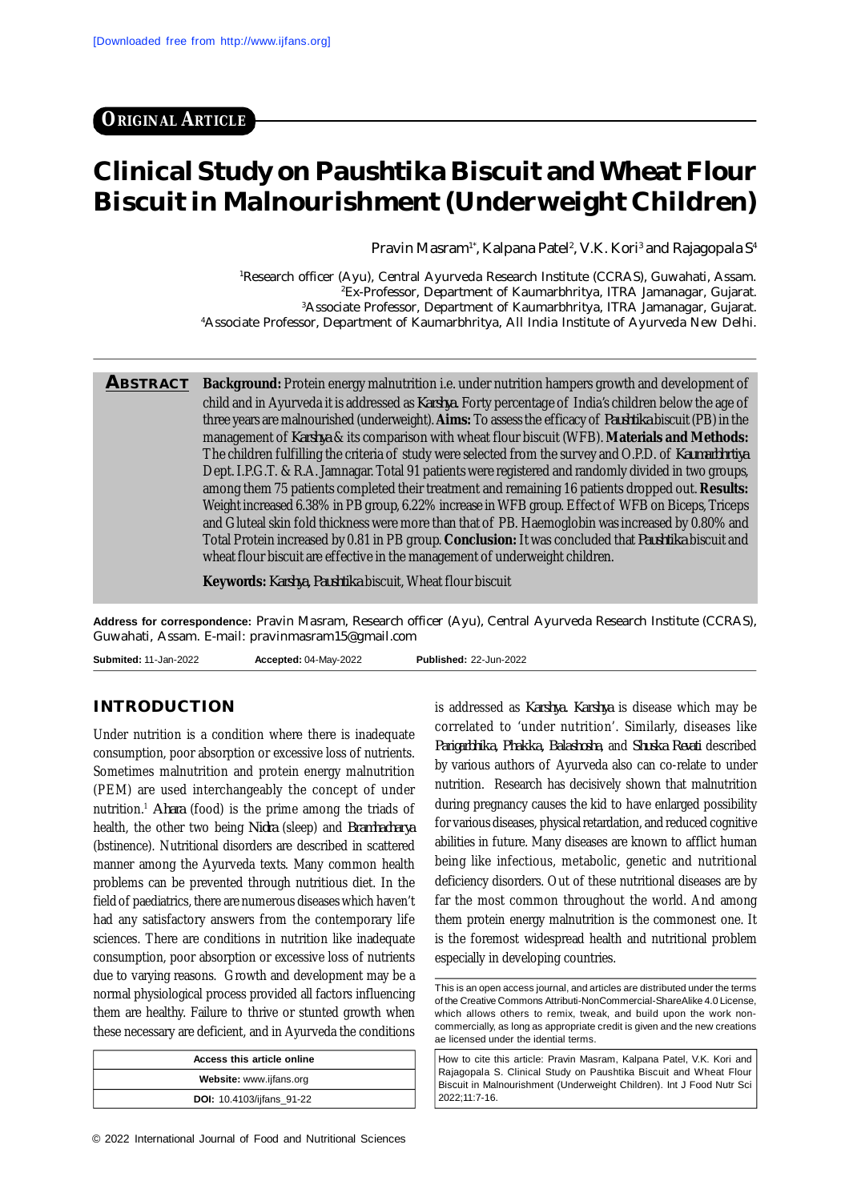[Downloaded free from http://www.ijfans.org]

**ORIGINAL ARTICLE**

# Clinical Study on Paushtika Biscuit and Wheat Flour Biscuit in Malnourishment (Underweight Children)

Pravin Masram[1*], Kalpana Patel[2], V.K. Kori[3] and Rajagopala S[4]

[1]Research officer (Ayu), Central Ayurveda Research Institute (CCRAS), Guwahati, Assam.
[2]Ex-Professor, Department of Kaumarbhritya, ITRA Jamanagar, Gujarat.
[3]Associate Professor, Department of Kaumarbhritya, ITRA Jamanagar, Gujarat.
[4]Associate Professor, Department of Kaumarbhritya, All India Institute of Ayurveda New Delhi.

**ABSTRACT** **Background:** Protein energy malnutrition i.e. under nutrition hampers growth and development of child and in Ayurveda it is addressed as *Karshya*. Forty percentage of India's children below the age of three years are malnourished (underweight). **Aims:** To assess the efficacy of *Paushtika* biscuit (PB) in the management of *Karshya* & its comparison with wheat flour biscuit (WFB). **Materials and Methods:** The children fulfilling the criteria of study were selected from the survey and O.P.D. of *Kaumarbhrtiya* Dept. I.P.G.T. & R.A. Jamnagar. Total 91 patients were registered and randomly divided in two groups, among them 75 patients completed their treatment and remaining 16 patients dropped out. **Results:** Weight increased 6.38% in PB group, 6.22% increase in WFB group. Effect of WFB on Biceps, Triceps and Gluteal skin fold thickness were more than that of PB. Haemoglobin was increased by 0.80% and Total Protein increased by 0.81 in PB group. **Conclusion:** It was concluded that *Paushtika* biscuit and wheat flour biscuit are effective in the management of underweight children.

**Keywords:** *Karshya*, *Paushtika* biscuit, Wheat flour biscuit

**Address for correspondence:** Pravin Masram, Research officer (Ayu), Central Ayurveda Research Institute (CCRAS), Guwahati, Assam. E-mail: pravinmasram15@gmail.com

**Submited:** 11-Jan-2022 **Accepted:** 04-May-2022 **Published:** 22-Jun-2022

## INTRODUCTION

Under nutrition is a condition where there is inadequate consumption, poor absorption or excessive loss of nutrients. Sometimes malnutrition and protein energy malnutrition (PEM) are used interchangeably the concept of under nutrition.[1] *Ahara* (food) is the prime among the triads of health, the other two being *Nidra* (sleep) and *Bramhacharya* (bstinence). Nutritional disorders are described in scattered manner among the Ayurveda texts. Many common health problems can be prevented through nutritious diet. In the field of paediatrics, there are numerous diseases which haven't had any satisfactory answers from the contemporary life sciences. There are conditions in nutrition like inadequate consumption, poor absorption or excessive loss of nutrients due to varying reasons. Growth and development may be a normal physiological process provided all factors influencing them are healthy. Failure to thrive or stunted growth when these necessary are deficient, and in Ayurveda the conditions is addressed as *Karshya*. *Karshya* is disease which may be correlated to 'under nutrition'. Similarly, diseases like *Parigarbhika*, *Phakka*, *Balashosha*, and *Shuska Revati* described by various authors of Ayurveda also can co-relate to under nutrition. Research has decisively shown that malnutrition during pregnancy causes the kid to have enlarged possibility for various diseases, physical retardation, and reduced cognitive abilities in future. Many diseases are known to afflict human being like infectious, metabolic, genetic and nutritional deficiency disorders. Out of these nutritional diseases are by far the most common throughout the world. And among them protein energy malnutrition is the commonest one. It is the foremost widespread health and nutritional problem especially in developing countries.

| Access this article online |
|---|
| **Website:** www.ijfans.org |
| **DOI:** 10.4103/ijfans_91-22 |

This is an open access journal, and articles are distributed under the terms of the Creative Commons Attributi-NonCommercial-ShareAlike 4.0 License, which allows others to remix, tweak, and build upon the work non-commercially, as long as appropriate credit is given and the new creations ae licensed under the idential terms.

How to cite this article: Pravin Masram, Kalpana Patel, V.K. Kori and Rajagopala S. Clinical Study on Paushtika Biscuit and Wheat Flour Biscuit in Malnourishment (Underweight Children). Int J Food Nutr Sci 2022;11:7-16.

© 2022 International Journal of Food and Nutritional Sciences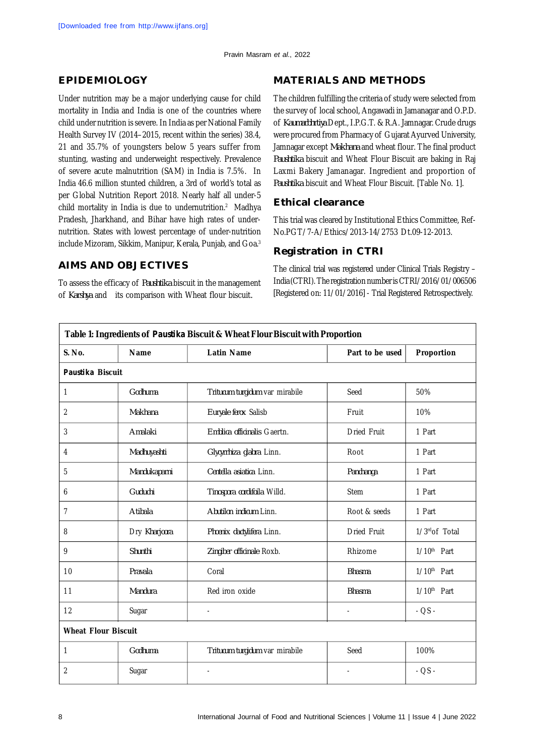## EPIDEMIOLOGY

Under nutrition may be a major underlying cause for child mortality in India and India is one of the countries where child under nutrition is severe. In India as per National Family Health Survey IV (2014–2015, recent within the series) 38.4, 21 and 35.7% of youngsters below 5 years suffer from stunting, wasting and underweight respectively. Prevalence of severe acute malnutrition (SAM) in India is 7.5%. In India 46.6 million stunted children, a 3rd of world's total as per Global Nutrition Report 2018. Nearly half all under-5 child mortality in India is due to undernutrition.[2] Madhya Pradesh, Jharkhand, and Bihar have high rates of under-nutrition. States with lowest percentage of under-nutrition include Mizoram, Sikkim, Manipur, Kerala, Punjab, and Goa.[3]

## AIMS AND OBJECTIVES

To assess the efficacy of *Paushtika* biscuit in the management of *Karshya* and its comparison with Wheat flour biscuit.

## MATERIALS AND METHODS

The children fulfilling the criteria of study were selected from the survey of local school, Angawadi in Jamanagar and O.P.D. of *Kaumarbhrtiya* Dept., I.P.G.T. & R.A. Jamnagar. Crude drugs were procured from Pharmacy of Gujarat Ayurved University, Jamnagar except *Makhana* and wheat flour. The final product *Paushtika* biscuit and Wheat Flour Biscuit are baking in Raj Laxmi Bakery Jamanagar. Ingredient and proportion of *Paushtika* biscuit and Wheat Flour Biscuit. [Table No. 1].

### Ethical clearance

This trial was cleared by Institutional Ethics Committee, Ref-No.PGT/7-A/Ethics/2013-14/2753 Dt.09-12-2013.

### Registration in CTRI

The clinical trial was registered under Clinical Trials Registry – India (CTRI). The registration number is CTRI/2016/01/006506 [Registered on: 11/01/2016] - Trial Registered Retrospectively.

**Table 1: Ingredients of *Paustika* Biscuit & Wheat Flour Biscuit with Proportion**

| S. No. | Name | Latin Name | Part to be used | Proportion |
|---|---|---|---|---|
| ***Paustika* Biscuit** | | | | |
| 1 | *Godhuma* | *Triticum turgidum* var mirabile | Seed | 50% |
| 2 | *Makhana* | *Euryale ferox* Salisb | Fruit | 10% |
| 3 | *Amalaki* | *Emblica officinalis* Gaertn. | Dried Fruit | 1 Part |
| 4 | *Madhuyashti* | *Glycyrrhiza glabra* Linn. | Root | 1 Part |
| 5 | *Mandukaparni* | *Centella asiatica* Linn. | *Panchanga* | 1 Part |
| 6 | *Guduchi* | *Tinospora cordifoila* Willd. | Stem | 1 Part |
| 7 | *Atibala* | *Abutilon indicum* Linn. | Root & seeds | 1 Part |
| 8 | Dry *Kharjoora* | *Phoenix dactylifera* Linn. | Dried Fruit | 1/3rd of Total |
| 9 | *Shunthi* | *Zingiber officinale* Roxb. | Rhizome | 1/10th Part |
| 10 | *Pravala* | Coral | *Bhasma* | 1/10th Part |
| 11 | *Mandura* | Red iron oxide | *Bhasma* | 1/10th Part |
| 12 | Sugar | - | - | - QS - |
| **Wheat Flour Biscuit** | | | | |
| 1 | *Godhuma* | *Triticum turgidum* var mirabile | Seed | 100% |
| 2 | Sugar | - | - | - QS - |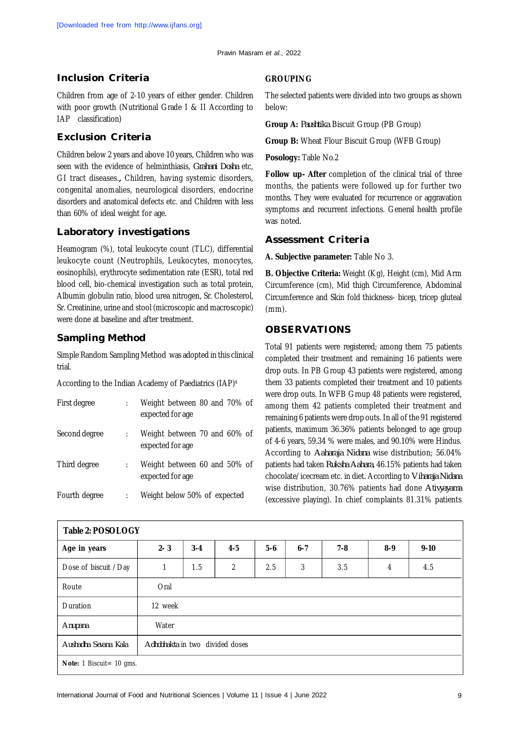## Inclusion Criteria

Children from age of 2-10 years of either gender. Children with poor growth (Nutritional Grade I & II According to IAP classification)

## Exclusion Criteria

Children below 2 years and above 10 years, Children who was seen with the evidence of helminthiasis, *Grahani Dosha* etc, GI tract diseases**.,** Children, having systemic disorders, congenital anomalies, neurological disorders, endocrine disorders and anatomical defects etc. and Children with less than 60% of ideal weight for age.

## Laboratory investigations

Heamogram (%), total leukocyte count (TLC), differential leukocyte count (Neutrophils, Leukocytes, monocytes, eosinophils), erythrocyte sedimentation rate (ESR), total red blood cell, bio-chemical investigation such as total protein, Albumin globulin ratio, blood urea nitrogen, Sr. Cholesterol, Sr. Creatinine, urine and stool (microscopic and macroscopic) were done at baseline and after treatment.

## Sampling Method

Simple Random Sampling Method was adopted in this clinical trial.

According to the Indian Academy of Paediatrics (IAP)[4]

| | | |
|---|---|---|
| First degree | : | Weight between 80 and 70% of expected for age |
| Second degree | : | Weight between 70 and 60% of expected for age |
| Third degree | : | Weight between 60 and 50% of expected for age |
| Fourth degree | : | Weight below 50% of expected |

## GROUPING

The selected patients were divided into two groups as shown below:

**Group A:** *Paushtika* Biscuit Group (PB Group)

**Group B:** Wheat Flour Biscuit Group (WFB Group)

**Posology:** Table No.2

**Follow up- After** completion of the clinical trial of three months, the patients were followed up for further two months. They were evaluated for recurrence or aggravation symptoms and recurrent infections. General health profile was noted.

## Assessment Criteria

**A. Subjective parameter:** Table No 3.

**B. Objective Criteria:** Weight (Kg), Height (cm), Mid Arm Circumference (cm), Mid thigh Circumference, Abdominal Circumference and Skin fold thickness- bicep, tricep gluteal (mm).

## OBSERVATIONS

Total 91 patients were registered; among them 75 patients completed their treatment and remaining 16 patients were drop outs. In PB Group 43 patients were registered, among them 33 patients completed their treatment and 10 patients were drop outs. In WFB Group 48 patients were registered, among them 42 patients completed their treatment and remaining 6 patients were drop outs. In all of the 91 registered patients, maximum 36.36% patients belonged to age group of 4-6 years, 59.34 % were males, and 90.10% were Hindus. According to *Aaharaja Nidana* wise distribution; 56.04% patients had taken *Ruksha Aahara*, 46.15% patients had taken chocolate/icecream etc. in diet. According to *Viharaja Nidana* wise distribution, 30.76% patients had done *Ativyayama* (excessive playing). In chief complaints 81.31% patients

**Table 2: POSOLOGY**

| Age in years | 2- 3 | 3-4 | 4-5 | 5-6 | 6-7 | 7-8 | 8-9 | 9-10 |
|---|---|---|---|---|---|---|---|---|
| Dose of biscuit / Day | 1 | 1.5 | 2 | 2.5 | 3 | 3.5 | 4 | 4.5 |
| Route | Oral | | | | | | | |
| Duration | 12 week | | | | | | | |
| *Anupana* | Water | | | | | | | |
| *Aushadha Sevana Kala* | *Adhobhakta* in two divided doses | | | | | | | |

**Note:** 1 Biscuit= 10 gms.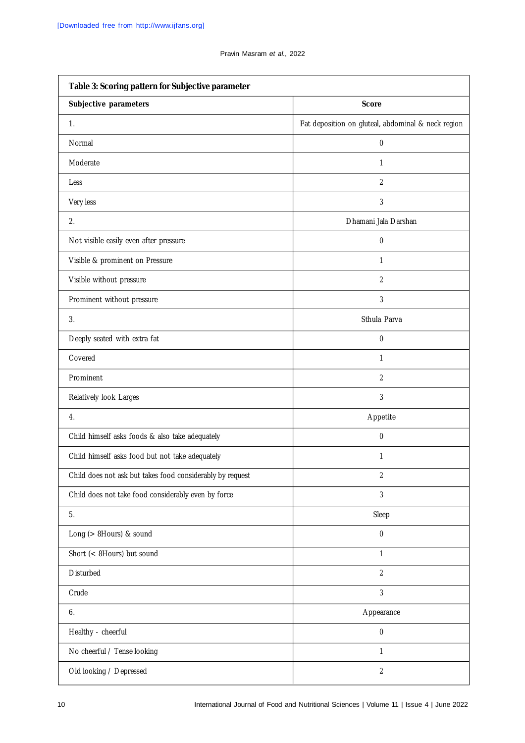| Table 3: Scoring pattern for Subjective parameter | |
|---|---|
| **Subjective parameters** | **Score** |
| 1. | Fat deposition on gluteal, abdominal & neck region |
| Normal | 0 |
| Moderate | 1 |
| Less | 2 |
| Very less | 3 |
| 2. | Dhamani Jala Darshan |
| Not visible easily even after pressure | 0 |
| Visible & prominent on Pressure | 1 |
| Visible without pressure | 2 |
| Prominent without pressure | 3 |
| 3. | Sthula Parva |
| Deeply seated with extra fat | 0 |
| Covered | 1 |
| Prominent | 2 |
| Relatively look Larges | 3 |
| 4. | Appetite |
| Child himself asks foods & also take adequately | 0 |
| Child himself asks food but not take adequately | 1 |
| Child does not ask but takes food considerably by request | 2 |
| Child does not take food considerably even by force | 3 |
| 5. | Sleep |
| Long (> 8Hours) & sound | 0 |
| Short (< 8Hours) but sound | 1 |
| Disturbed | 2 |
| Crude | 3 |
| 6. | Appearance |
| Healthy - cheerful | 0 |
| No cheerful / Tense looking | 1 |
| Old looking / Depressed | 2 |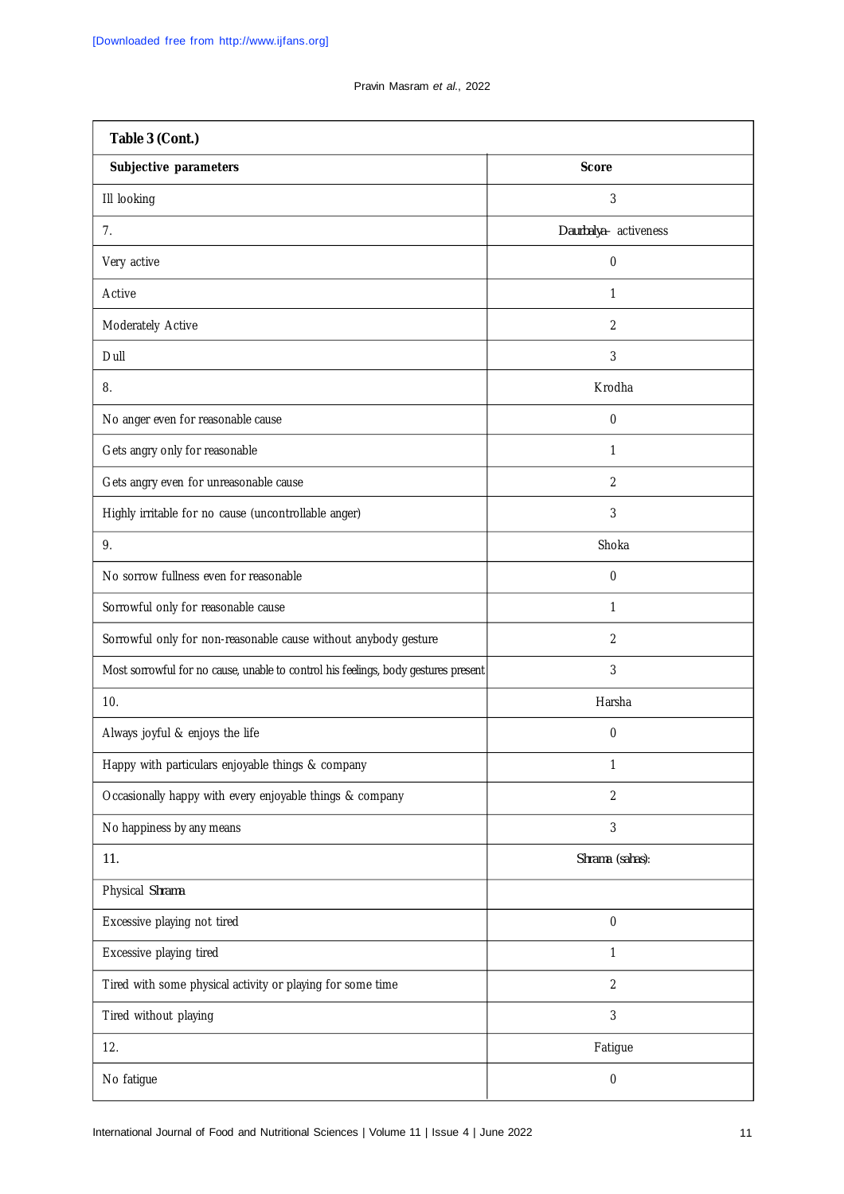| **Table 3 (Cont.)** | |
|---|---|
| **Subjective parameters** | **Score** |
| Ill looking | 3 |
| 7. | *Daurbalya*- activeness |
| Very active | 0 |
| Active | 1 |
| Moderately Active | 2 |
| Dull | 3 |
| 8. | Krodha |
| No anger even for reasonable cause | 0 |
| Gets angry only for reasonable | 1 |
| Gets angry even for unreasonable cause | 2 |
| Highly irritable for no cause (uncontrollable anger) | 3 |
| 9. | Shoka |
| No sorrow fullness even for reasonable | 0 |
| Sorrowful only for reasonable cause | 1 |
| Sorrowful only for non-reasonable cause without anybody gesture | 2 |
| Most sorrowful for no cause, unable to control his feelings, body gestures present | 3 |
| 10. | Harsha |
| Always joyful & enjoys the life | 0 |
| Happy with particulars enjoyable things & company | 1 |
| Occasionally happy with every enjoyable things & company | 2 |
| No happiness by any means | 3 |
| 11. | *Shrama (sahas)*: |
| Physical *Shrama* | |
| Excessive playing not tired | 0 |
| Excessive playing tired | 1 |
| Tired with some physical activity or playing for some time | 2 |
| Tired without playing | 3 |
| 12. | Fatigue |
| No fatigue | 0 |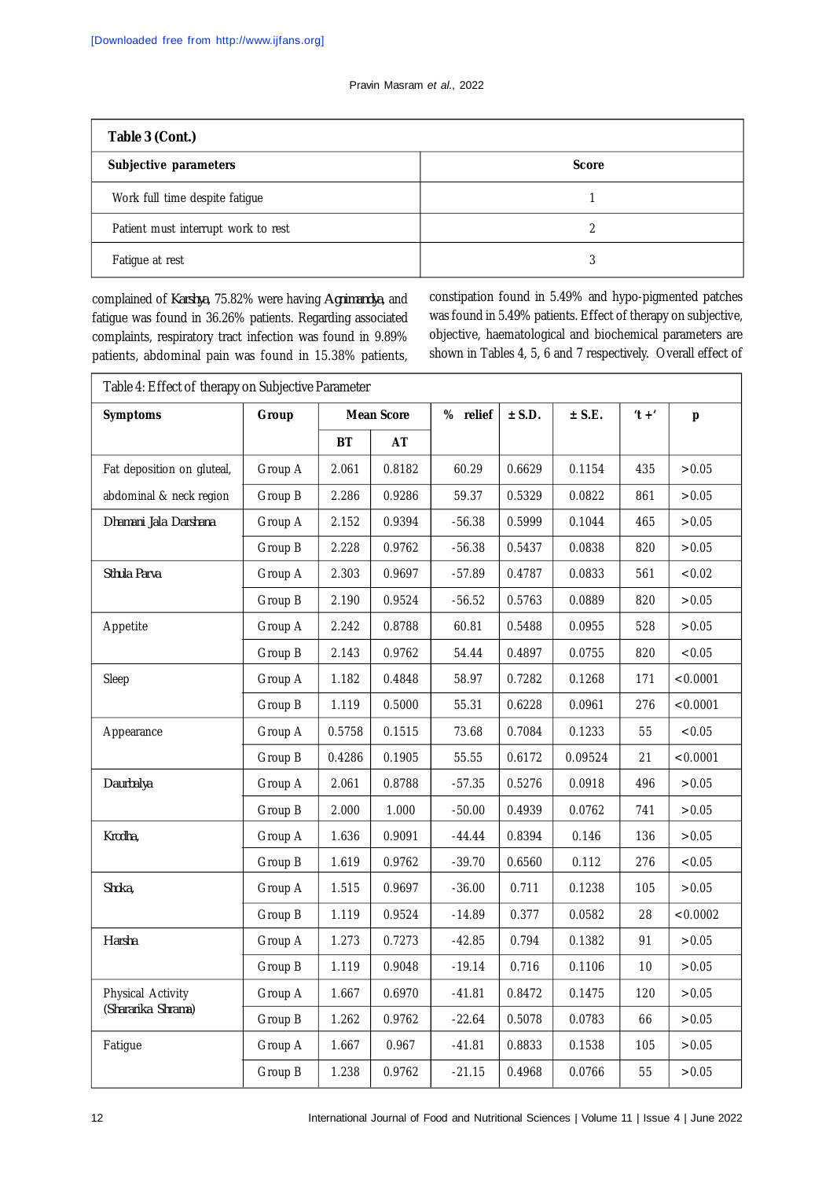**Table 3 (Cont.)**

| Subjective parameters | Score |
|---|---|
| Work full time despite fatigue | 1 |
| Patient must interrupt work to rest | 2 |
| Fatigue at rest | 3 |

complained of *Karshya*, 75.82% were having *Agnimandya*, and fatigue was found in 36.26% patients. Regarding associated complaints, respiratory tract infection was found in 9.89% patients, abdominal pain was found in 15.38% patients, constipation found in 5.49% and hypo-pigmented patches was found in 5.49% patients. Effect of therapy on subjective, objective, haematological and biochemical parameters are shown in Tables 4, 5, 6 and 7 respectively. Overall effect of

Table 4: Effect of therapy on Subjective Parameter

| Symptoms | Group | Mean Score | | % relief | ± S.D. | ± S.E. | 't +' | p |
|---|---|---|---|---|---|---|---|---|
| | | BT | AT | | | | | |
| Fat deposition on gluteal, | Group A | 2.061 | 0.8182 | 60.29 | 0.6629 | 0.1154 | 435 | >0.05 |
| abdominal & neck region | Group B | 2.286 | 0.9286 | 59.37 | 0.5329 | 0.0822 | 861 | >0.05 |
| *Dhamani Jala Darshana* | Group A | 2.152 | 0.9394 | -56.38 | 0.5999 | 0.1044 | 465 | >0.05 |
| | Group B | 2.228 | 0.9762 | -56.38 | 0.5437 | 0.0838 | 820 | >0.05 |
| *Sthula Parva* | Group A | 2.303 | 0.9697 | -57.89 | 0.4787 | 0.0833 | 561 | <0.02 |
| | Group B | 2.190 | 0.9524 | -56.52 | 0.5763 | 0.0889 | 820 | >0.05 |
| Appetite | Group A | 2.242 | 0.8788 | 60.81 | 0.5488 | 0.0955 | 528 | >0.05 |
| | Group B | 2.143 | 0.9762 | 54.44 | 0.4897 | 0.0755 | 820 | <0.05 |
| Sleep | Group A | 1.182 | 0.4848 | 58.97 | 0.7282 | 0.1268 | 171 | <0.0001 |
| | Group B | 1.119 | 0.5000 | 55.31 | 0.6228 | 0.0961 | 276 | <0.0001 |
| Appearance | Group A | 0.5758 | 0.1515 | 73.68 | 0.7084 | 0.1233 | 55 | <0.05 |
| | Group B | 0.4286 | 0.1905 | 55.55 | 0.6172 | 0.09524 | 21 | <0.0001 |
| *Daurbalya* | Group A | 2.061 | 0.8788 | -57.35 | 0.5276 | 0.0918 | 496 | >0.05 |
| | Group B | 2.000 | 1.000 | -50.00 | 0.4939 | 0.0762 | 741 | >0.05 |
| *Krodha,* | Group A | 1.636 | 0.9091 | -44.44 | 0.8394 | 0.146 | 136 | >0.05 |
| | Group B | 1.619 | 0.9762 | -39.70 | 0.6560 | 0.112 | 276 | <0.05 |
| *Shoka,* | Group A | 1.515 | 0.9697 | -36.00 | 0.711 | 0.1238 | 105 | >0.05 |
| | Group B | 1.119 | 0.9524 | -14.89 | 0.377 | 0.0582 | 28 | <0.0002 |
| *Harsha* | Group A | 1.273 | 0.7273 | -42.85 | 0.794 | 0.1382 | 91 | >0.05 |
| | Group B | 1.119 | 0.9048 | -19.14 | 0.716 | 0.1106 | 10 | >0.05 |
| Physical Activity (*Shararika Shrama*) | Group A | 1.667 | 0.6970 | -41.81 | 0.8472 | 0.1475 | 120 | >0.05 |
| | Group B | 1.262 | 0.9762 | -22.64 | 0.5078 | 0.0783 | 66 | >0.05 |
| Fatigue | Group A | 1.667 | 0.967 | -41.81 | 0.8833 | 0.1538 | 105 | >0.05 |
| | Group B | 1.238 | 0.9762 | -21.15 | 0.4968 | 0.0766 | 55 | >0.05 |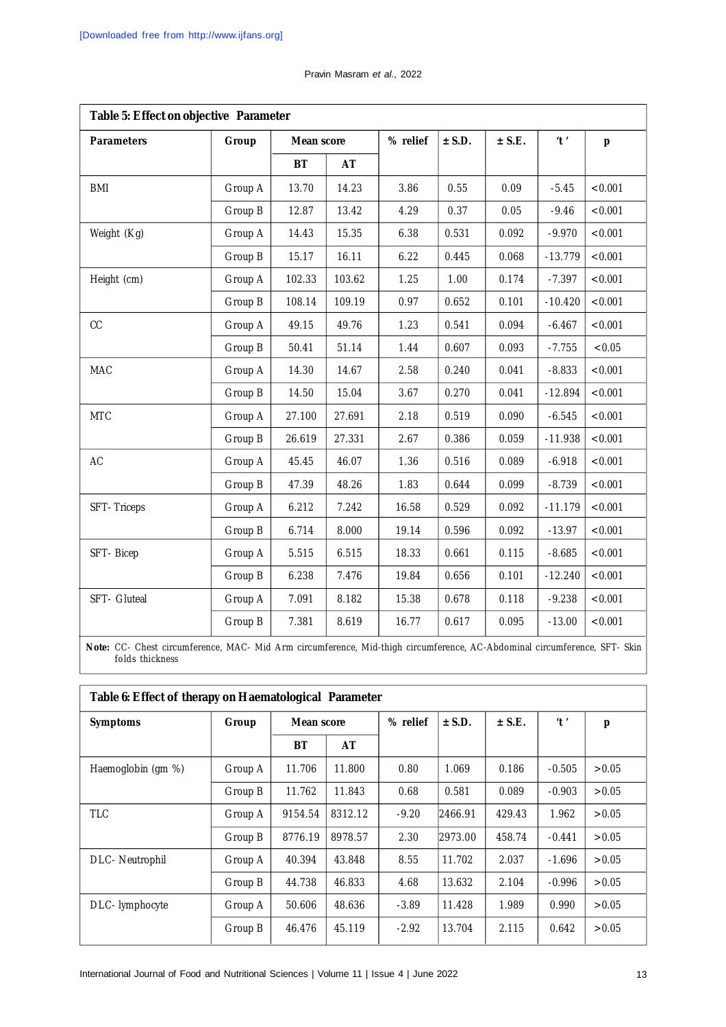**Table 5: Effect on objective Parameter**

| Parameters | Group | Mean score | | % relief | ± S.D. | ± S.E. | 't' | p |
|---|---|---|---|---|---|---|---|---|
| | | BT | AT | | | | | |
| BMI | Group A | 13.70 | 14.23 | 3.86 | 0.55 | 0.09 | -5.45 | <0.001 |
| | Group B | 12.87 | 13.42 | 4.29 | 0.37 | 0.05 | -9.46 | <0.001 |
| Weight (Kg) | Group A | 14.43 | 15.35 | 6.38 | 0.531 | 0.092 | -9.970 | <0.001 |
| | Group B | 15.17 | 16.11 | 6.22 | 0.445 | 0.068 | -13.779 | <0.001 |
| Height (cm) | Group A | 102.33 | 103.62 | 1.25 | 1.00 | 0.174 | -7.397 | <0.001 |
| | Group B | 108.14 | 109.19 | 0.97 | 0.652 | 0.101 | -10.420 | <0.001 |
| CC | Group A | 49.15 | 49.76 | 1.23 | 0.541 | 0.094 | -6.467 | <0.001 |
| | Group B | 50.41 | 51.14 | 1.44 | 0.607 | 0.093 | -7.755 | <0.05 |
| MAC | Group A | 14.30 | 14.67 | 2.58 | 0.240 | 0.041 | -8.833 | <0.001 |
| | Group B | 14.50 | 15.04 | 3.67 | 0.270 | 0.041 | -12.894 | <0.001 |
| MTC | Group A | 27.100 | 27.691 | 2.18 | 0.519 | 0.090 | -6.545 | <0.001 |
| | Group B | 26.619 | 27.331 | 2.67 | 0.386 | 0.059 | -11.938 | <0.001 |
| AC | Group A | 45.45 | 46.07 | 1.36 | 0.516 | 0.089 | -6.918 | <0.001 |
| | Group B | 47.39 | 48.26 | 1.83 | 0.644 | 0.099 | -8.739 | <0.001 |
| SFT- Triceps | Group A | 6.212 | 7.242 | 16.58 | 0.529 | 0.092 | -11.179 | <0.001 |
| | Group B | 6.714 | 8.000 | 19.14 | 0.596 | 0.092 | -13.97 | <0.001 |
| SFT- Bicep | Group A | 5.515 | 6.515 | 18.33 | 0.661 | 0.115 | -8.685 | <0.001 |
| | Group B | 6.238 | 7.476 | 19.84 | 0.656 | 0.101 | -12.240 | <0.001 |
| SFT- Gluteal | Group A | 7.091 | 8.182 | 15.38 | 0.678 | 0.118 | -9.238 | <0.001 |
| | Group B | 7.381 | 8.619 | 16.77 | 0.617 | 0.095 | -13.00 | <0.001 |

**Note:** CC- Chest circumference, MAC- Mid Arm circumference, Mid-thigh circumference, AC-Abdominal circumference, SFT- Skin folds thickness

**Table 6: Effect of therapy on Haematological Parameter**

| Symptoms | Group | Mean score | | % relief | ± S.D. | ± S.E. | 't' | p |
|---|---|---|---|---|---|---|---|---|
| | | BT | AT | | | | | |
| Haemoglobin (gm %) | Group A | 11.706 | 11.800 | 0.80 | 1.069 | 0.186 | -0.505 | >0.05 |
| | Group B | 11.762 | 11.843 | 0.68 | 0.581 | 0.089 | -0.903 | >0.05 |
| TLC | Group A | 9154.54 | 8312.12 | -9.20 | 2466.91 | 429.43 | 1.962 | >0.05 |
| | Group B | 8776.19 | 8978.57 | 2.30 | 2973.00 | 458.74 | -0.441 | >0.05 |
| DLC- Neutrophil | Group A | 40.394 | 43.848 | 8.55 | 11.702 | 2.037 | -1.696 | >0.05 |
| | Group B | 44.738 | 46.833 | 4.68 | 13.632 | 2.104 | -0.996 | >0.05 |
| DLC- lymphocyte | Group A | 50.606 | 48.636 | -3.89 | 11.428 | 1.989 | 0.990 | >0.05 |
| | Group B | 46.476 | 45.119 | -2.92 | 13.704 | 2.115 | 0.642 | >0.05 |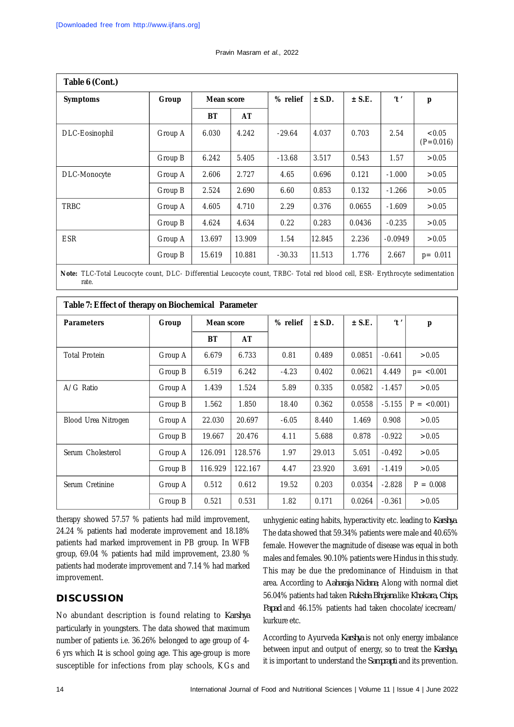**Table 6 (Cont.)**

| Symptoms | Group | Mean score | | % relief | ± S.D. | ± S.E. | 't' | p |
|---|---|---|---|---|---|---|---|---|
| | | BT | AT | | | | | |
| DLC-Eosinophil | Group A | 6.030 | 4.242 | -29.64 | 4.037 | 0.703 | 2.54 | <0.05 (P=0.016) |
| | Group B | 6.242 | 5.405 | -13.68 | 3.517 | 0.543 | 1.57 | >0.05 |
| DLC-Monocyte | Group A | 2.606 | 2.727 | 4.65 | 0.696 | 0.121 | -1.000 | >0.05 |
| | Group B | 2.524 | 2.690 | 6.60 | 0.853 | 0.132 | -1.266 | >0.05 |
| TRBC | Group A | 4.605 | 4.710 | 2.29 | 0.376 | 0.0655 | -1.609 | >0.05 |
| | Group B | 4.624 | 4.634 | 0.22 | 0.283 | 0.0436 | -0.235 | >0.05 |
| ESR | Group A | 13.697 | 13.909 | 1.54 | 12.845 | 2.236 | -0.0949 | >0.05 |
| | Group B | 15.619 | 10.881 | -30.33 | 11.513 | 1.776 | 2.667 | p= 0.011 |

**Note:** TLC-Total Leucocyte count, DLC- Differential Leucocyte count, TRBC- Total red blood cell, ESR- Erythrocyte sedimentation rate.

**Table 7: Effect of therapy on Biochemical Parameter**

| Parameters | Group | Mean score | | % relief | ± S.D. | ± S.E. | 't' | p |
|---|---|---|---|---|---|---|---|---|
| | | BT | AT | | | | | |
| Total Protein | Group A | 6.679 | 6.733 | 0.81 | 0.489 | 0.0851 | -0.641 | >0.05 |
| | Group B | 6.519 | 6.242 | -4.23 | 0.402 | 0.0621 | 4.449 | p= <0.001 |
| A/G Ratio | Group A | 1.439 | 1.524 | 5.89 | 0.335 | 0.0582 | -1.457 | >0.05 |
| | Group B | 1.562 | 1.850 | 18.40 | 0.362 | 0.0558 | -5.155 | P = <0.001) |
| Blood Urea Nitrogen | Group A | 22.030 | 20.697 | -6.05 | 8.440 | 1.469 | 0.908 | >0.05 |
| | Group B | 19.667 | 20.476 | 4.11 | 5.688 | 0.878 | -0.922 | >0.05 |
| Serum Cholesterol | Group A | 126.091 | 128.576 | 1.97 | 29.013 | 5.051 | -0.492 | >0.05 |
| | Group B | 116.929 | 122.167 | 4.47 | 23.920 | 3.691 | -1.419 | >0.05 |
| Serum Cretinine | Group A | 0.512 | 0.612 | 19.52 | 0.203 | 0.0354 | -2.828 | P = 0.008 |
| | Group B | 0.521 | 0.531 | 1.82 | 0.171 | 0.0264 | -0.361 | >0.05 |

therapy showed 57.57 % patients had mild improvement, 24.24 % patients had moderate improvement and 18.18% patients had marked improvement in PB group. In WFB group, 69.04 % patients had mild improvement, 23.80 % patients had moderate improvement and 7.14 % had marked improvement.

## DISCUSSION

No abundant description is found relating to *Karshya* particularly in youngsters. The data showed that maximum number of patients i.e. 36.26% belonged to age group of 4-6 yrs which It is school going age. This age-group is more susceptible for infections from play schools, KGs and unhygienic eating habits, hyperactivity etc. leading to *Karshya*. The data showed that 59.34% patients were male and 40.65% female. However the magnitude of disease was equal in both males and females. 90.10% patients were Hindus in this study. This may be due the predominance of Hinduism in that area. According to *Aaharaja Nidana*; Along with normal diet 56.04% patients had taken *Ruksha Bhojana* like *Khakara, Chips, Papad* and 46.15% patients had taken chocolate/icecream/ kurkure etc.

According to Ayurveda *Karshya* is not only energy imbalance between input and output of energy, so to treat the *Karshya*, it is important to understand the *Samprapti* and its prevention.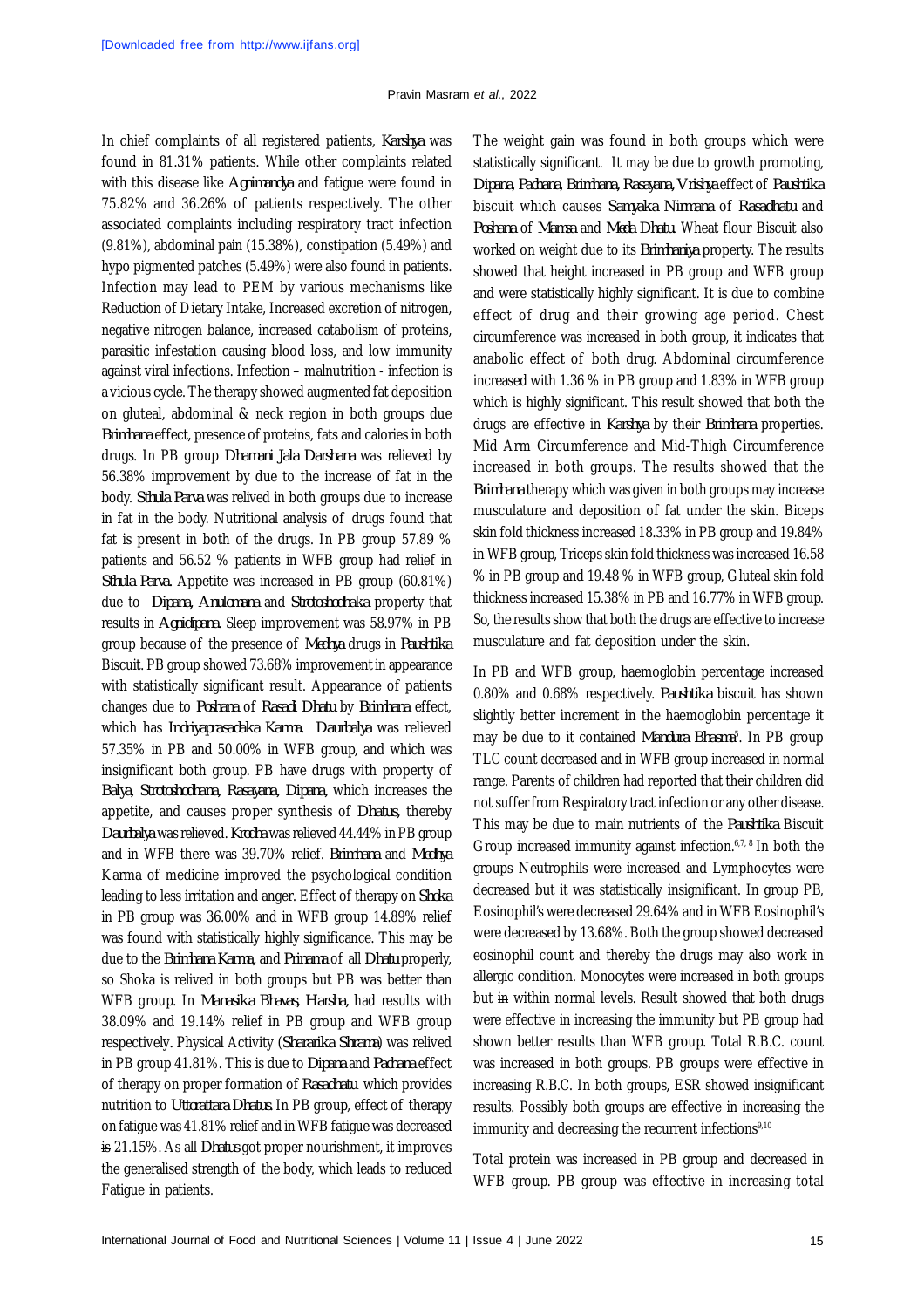In chief complaints of all registered patients, *Karshya* was found in 81.31% patients. While other complaints related with this disease like *Agnimandya* and fatigue were found in 75.82% and 36.26% of patients respectively. The other associated complaints including respiratory tract infection (9.81%), abdominal pain (15.38%), constipation (5.49%) and hypo pigmented patches (5.49%) were also found in patients. Infection may lead to PEM by various mechanisms like Reduction of Dietary Intake, Increased excretion of nitrogen, negative nitrogen balance, increased catabolism of proteins, parasitic infestation causing blood loss, and low immunity against viral infections. Infection – malnutrition - infection is a vicious cycle. The therapy showed augmented fat deposition on gluteal, abdominal & neck region in both groups due *Brimhana* effect, presence of proteins, fats and calories in both drugs. In PB group *Dhamani Jala Darshana* was relieved by 56.38% improvement by due to the increase of fat in the body. *Sthula Parva* was relived in both groups due to increase in fat in the body. Nutritional analysis of drugs found that fat is present in both of the drugs. In PB group 57.89 % patients and 56.52 % patients in WFB group had relief in *Sthula Parva*. Appetite was increased in PB group (60.81%) due to *Dipana*, *Anulomana* and *Strotoshodhaka* property that results in *Agnidipana*. Sleep improvement was 58.97% in PB group because of the presence of *Medhya* drugs in *Paushtika* Biscuit. PB group showed 73.68% improvement in appearance with statistically significant result. Appearance of patients changes due to *Poshana* of *Rasadi Dhatu* by *Brimhana* effect, which has *Indriyaprasadaka Karma*. *Daurbalya* was relieved 57.35% in PB and 50.00% in WFB group, and which was insignificant both group. PB have drugs with property of *Balya*, *Strotoshodhana*, *Rasayana*, *Dipana*, which increases the appetite, and causes proper synthesis of *Dhatus*, thereby *Daurbalya* was relieved. *Krodha* was relieved 44.44% in PB group and in WFB there was 39.70% relief. *Brimhana* and *Medhya* Karma of medicine improved the psychological condition leading to less irritation and anger. Effect of therapy on *Shoka* in PB group was 36.00% and in WFB group 14.89% relief was found with statistically highly significance. This may be due to the *Brimhana Karma*, and *Prinama* of all *Dhatu* properly, so Shoka is relived in both groups but PB was better than WFB group. In *Manasika Bhavas*, *Harsha*, had results with 38.09% and 19.14% relief in PB group and WFB group respectively. Physical Activity (*Shararika Shrama*) was relived in PB group 41.81%. This is due to *Dipana* and *Pachana* effect of therapy on proper formation of *Rasadhatu* which provides nutrition to *Uttorattara Dhatus*. In PB group, effect of therapy on fatigue was 41.81% relief and in WFB fatigue was decreased ~~is~~ 21.15%. As all *Dhatus* got proper nourishment, it improves the generalised strength of the body, which leads to reduced Fatigue in patients.

The weight gain was found in both groups which were statistically significant. It may be due to growth promoting, *Dipana*, *Pachana*, *Brimhana*, *Rasayana*, *Vrishya* effect of *Paushtika* biscuit which causes *Samyaka Nirmana* of *Rasadhatu* and *Poshana* of *Mamsa* and *Meda Dhatu*. Wheat flour Biscuit also worked on weight due to its *Brimhaniya* property. The results showed that height increased in PB group and WFB group and were statistically highly significant. It is due to combine effect of drug and their growing age period. Chest circumference was increased in both group, it indicates that anabolic effect of both drug. Abdominal circumference increased with 1.36 % in PB group and 1.83% in WFB group which is highly significant. This result showed that both the drugs are effective in *Karshya* by their *Brimhana* properties. Mid Arm Circumference and Mid-Thigh Circumference increased in both groups. The results showed that the *Brimhana* therapy which was given in both groups may increase musculature and deposition of fat under the skin. Biceps skin fold thickness increased 18.33% in PB group and 19.84% in WFB group, Triceps skin fold thickness was increased 16.58 % in PB group and 19.48 % in WFB group, Gluteal skin fold thickness increased 15.38% in PB and 16.77% in WFB group. So, the results show that both the drugs are effective to increase musculature and fat deposition under the skin.

In PB and WFB group, haemoglobin percentage increased 0.80% and 0.68% respectively. *Paushtika* biscuit has shown slightly better increment in the haemoglobin percentage it may be due to it contained *Mandura Bhasma*[5]. In PB group TLC count decreased and in WFB group increased in normal range. Parents of children had reported that their children did not suffer from Respiratory tract infection or any other disease. This may be due to main nutrients of the *Paushtika* Biscuit Group increased immunity against infection.[6,7,8] In both the groups Neutrophils were increased and Lymphocytes were decreased but it was statistically insignificant. In group PB, Eosinophil's were decreased 29.64% and in WFB Eosinophil's were decreased by 13.68%. Both the group showed decreased eosinophil count and thereby the drugs may also work in allergic condition. Monocytes were increased in both groups but ~~in~~ within normal levels. Result showed that both drugs were effective in increasing the immunity but PB group had shown better results than WFB group. Total R.B.C. count was increased in both groups. PB groups were effective in increasing R.B.C. In both groups, ESR showed insignificant results. Possibly both groups are effective in increasing the immunity and decreasing the recurrent infections[9,10]

Total protein was increased in PB group and decreased in WFB group. PB group was effective in increasing total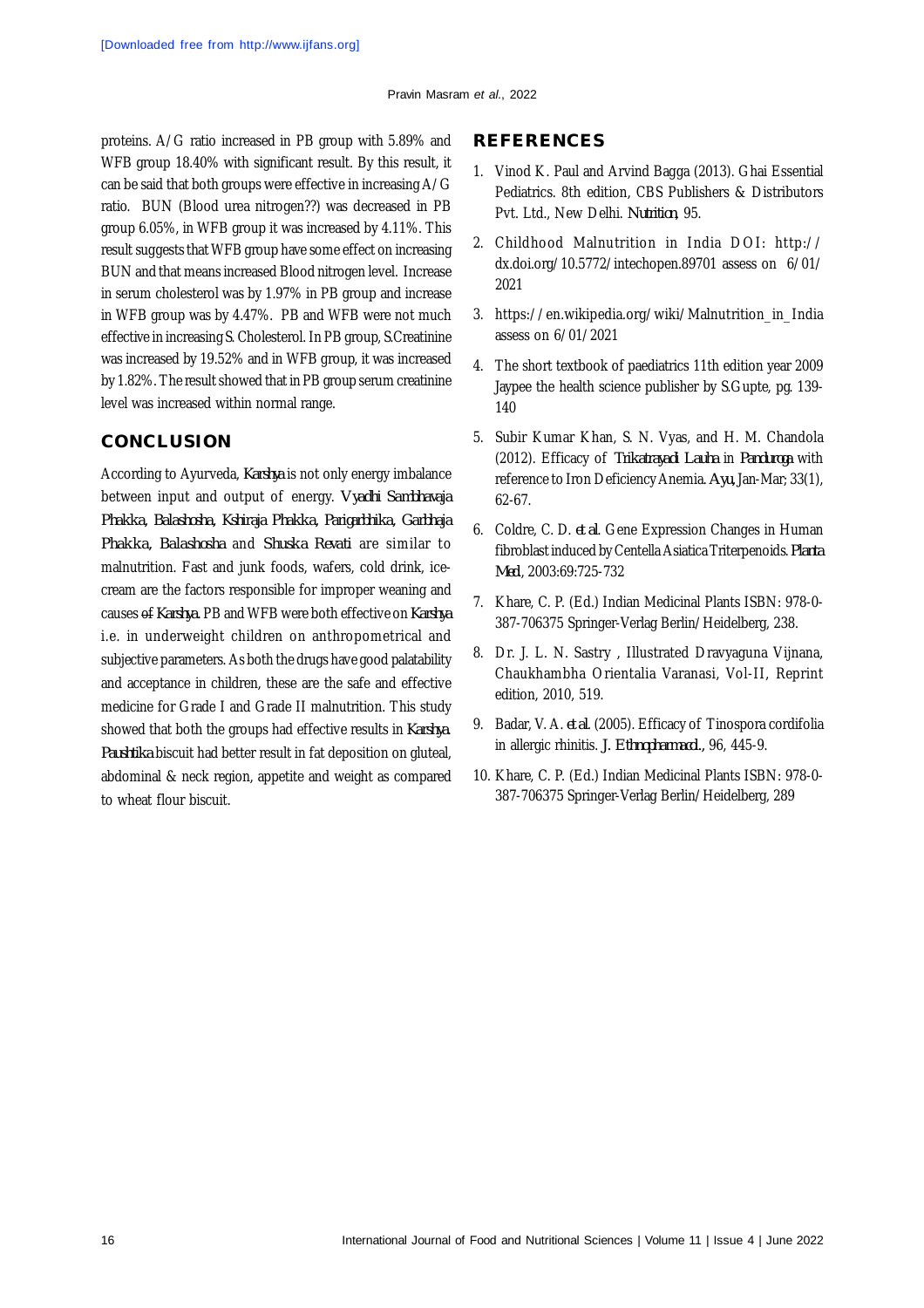proteins. A/G ratio increased in PB group with 5.89% and WFB group 18.40% with significant result. By this result, it can be said that both groups were effective in increasing A/G ratio. BUN (Blood urea nitrogen??) was decreased in PB group 6.05%, in WFB group it was increased by 4.11%. This result suggests that WFB group have some effect on increasing BUN and that means increased Blood nitrogen level. Increase in serum cholesterol was by 1.97% in PB group and increase in WFB group was by 4.47%. PB and WFB were not much effective in increasing S. Cholesterol. In PB group, S.Creatinine was increased by 19.52% and in WFB group, it was increased by 1.82%. The result showed that in PB group serum creatinine level was increased within normal range.

## CONCLUSION

According to Ayurveda, *Karshya* is not only energy imbalance between input and output of energy. *Vyadhi Sambhavaja Phakka, Balashosha, Kshiraja Phakka, Parigarbhika, Garbhaja Phakka, Balashosha* and *Shuska Revati* are similar to malnutrition. Fast and junk foods, wafers, cold drink, ice-cream are the factors responsible for improper weaning and causes ~~of~~ *Karshya*. PB and WFB were both effective on *Karshya* i.e. in underweight children on anthropometrical and subjective parameters. As both the drugs have good palatability and acceptance in children, these are the safe and effective medicine for Grade I and Grade II malnutrition. This study showed that both the groups had effective results in *Karshya*. *Paushtika* biscuit had better result in fat deposition on gluteal, abdominal & neck region, appetite and weight as compared to wheat flour biscuit.

## REFERENCES

1. Vinod K. Paul and Arvind Bagga (2013). Ghai Essential Pediatrics. 8th edition, CBS Publishers & Distributors Pvt. Ltd., New Delhi. *Nutrition*, 95.
2. Childhood Malnutrition in India DOI: http://dx.doi.org/10.5772/intechopen.89701 assess on 6/01/2021
3. https://en.wikipedia.org/wiki/Malnutrition_in_India assess on 6/01/2021
4. The short textbook of paediatrics 11th edition year 2009 Jaypee the health science publisher by S.Gupte, pg. 139-140
5. Subir Kumar Khan, S. N. Vyas, and H. M. Chandola (2012). Efficacy of *Trikatrayadi Lauha* in *Panduroga* with reference to Iron Deficiency Anemia. *Ayu*, Jan-Mar; 33(1), 62-67.
6. Coldre, C. D. *et al.* Gene Expression Changes in Human fibroblast induced by Centella Asiatica Triterpenoids. *Planta Med*, 2003:69:725-732
7. Khare, C. P. (Ed.) Indian Medicinal Plants ISBN: 978-0-387-706375 Springer-Verlag Berlin/Heidelberg, 238.
8. Dr. J. L. N. Sastry , Illustrated Dravyaguna Vijnana, Chaukhambha Orientalia Varanasi, Vol-II, Reprint edition, 2010, 519.
9. Badar, V. A. *et al.* (2005). Efficacy of Tinospora cordifolia in allergic rhinitis. *J. Ethnopharmacol.*, 96, 445-9.
10. Khare, C. P. (Ed.) Indian Medicinal Plants ISBN: 978-0-387-706375 Springer-Verlag Berlin/Heidelberg, 289